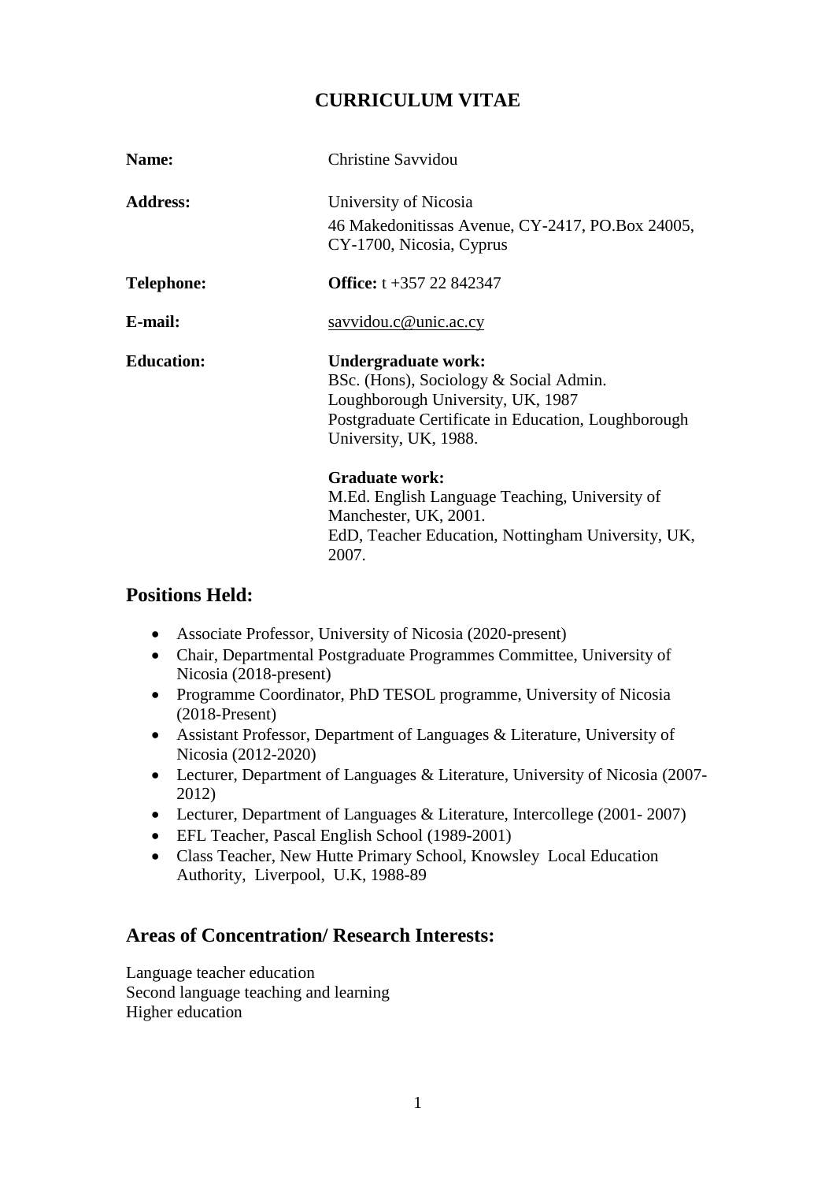# CURRICULUM VITAE

**Name:** Christine Savvidou

**Address:** University of Nicosia
46 Makedonitissas Avenue, CY-2417, PO.Box 24005, CY-1700, Nicosia, Cyprus

**Telephone:** **Office:** t +357 22 842347

**E-mail:** savvidou.c@unic.ac.cy

**Education:**

**Undergraduate work:**
BSc. (Hons), Sociology & Social Admin.
Loughborough University, UK, 1987
Postgraduate Certificate in Education, Loughborough University, UK, 1988.

**Graduate work:**
M.Ed. English Language Teaching, University of Manchester, UK, 2001.
EdD, Teacher Education, Nottingham University, UK, 2007.

## Positions Held:

- Associate Professor, University of Nicosia (2020-present)
- Chair, Departmental Postgraduate Programmes Committee, University of Nicosia (2018-present)
- Programme Coordinator, PhD TESOL programme, University of Nicosia (2018-Present)
- Assistant Professor, Department of Languages & Literature, University of Nicosia (2012-2020)
- Lecturer, Department of Languages & Literature, University of Nicosia (2007-2012)
- Lecturer, Department of Languages & Literature, Intercollege (2001- 2007)
- EFL Teacher, Pascal English School (1989-2001)
- Class Teacher, New Hutte Primary School, Knowsley Local Education Authority, Liverpool, U.K, 1988-89

## Areas of Concentration/ Research Interests:

Language teacher education
Second language teaching and learning
Higher education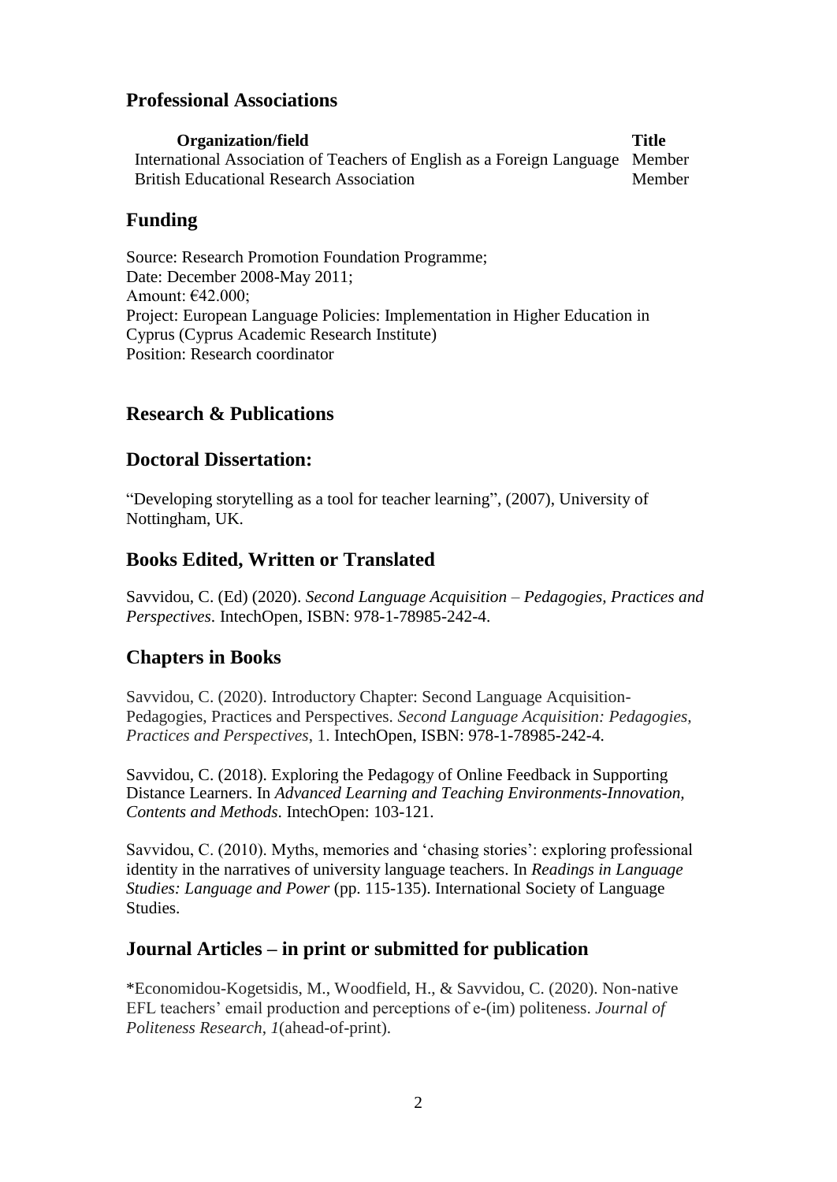## Professional Associations

| Organization/field | Title |
|---|---|
| International Association of Teachers of English as a Foreign Language | Member |
| British Educational Research Association | Member |

## Funding

Source: Research Promotion Foundation Programme;
Date: December 2008-May 2011;
Amount: €42.000;
Project: European Language Policies: Implementation in Higher Education in Cyprus (Cyprus Academic Research Institute)
Position: Research coordinator

## Research & Publications

## Doctoral Dissertation:

"Developing storytelling as a tool for teacher learning", (2007), University of Nottingham, UK.

## Books Edited, Written or Translated

Savvidou, C. (Ed) (2020). *Second Language Acquisition – Pedagogies, Practices and Perspectives*. IntechOpen, ISBN: 978-1-78985-242-4.

## Chapters in Books

Savvidou, C. (2020). Introductory Chapter: Second Language Acquisition-Pedagogies, Practices and Perspectives. *Second Language Acquisition: Pedagogies, Practices and Perspectives*, 1. IntechOpen, ISBN: 978-1-78985-242-4.

Savvidou, C. (2018). Exploring the Pedagogy of Online Feedback in Supporting Distance Learners. In *Advanced Learning and Teaching Environments-Innovation, Contents and Methods*. IntechOpen: 103-121.

Savvidou, C. (2010). Myths, memories and 'chasing stories': exploring professional identity in the narratives of university language teachers. In *Readings in Language Studies: Language and Power* (pp. 115-135). International Society of Language Studies.

## Journal Articles – in print or submitted for publication

*Economidou-Kogetsidis, M., Woodfield, H., & Savvidou, C. (2020). Non-native EFL teachers' email production and perceptions of e-(im) politeness. *Journal of Politeness Research*, *1*(ahead-of-print).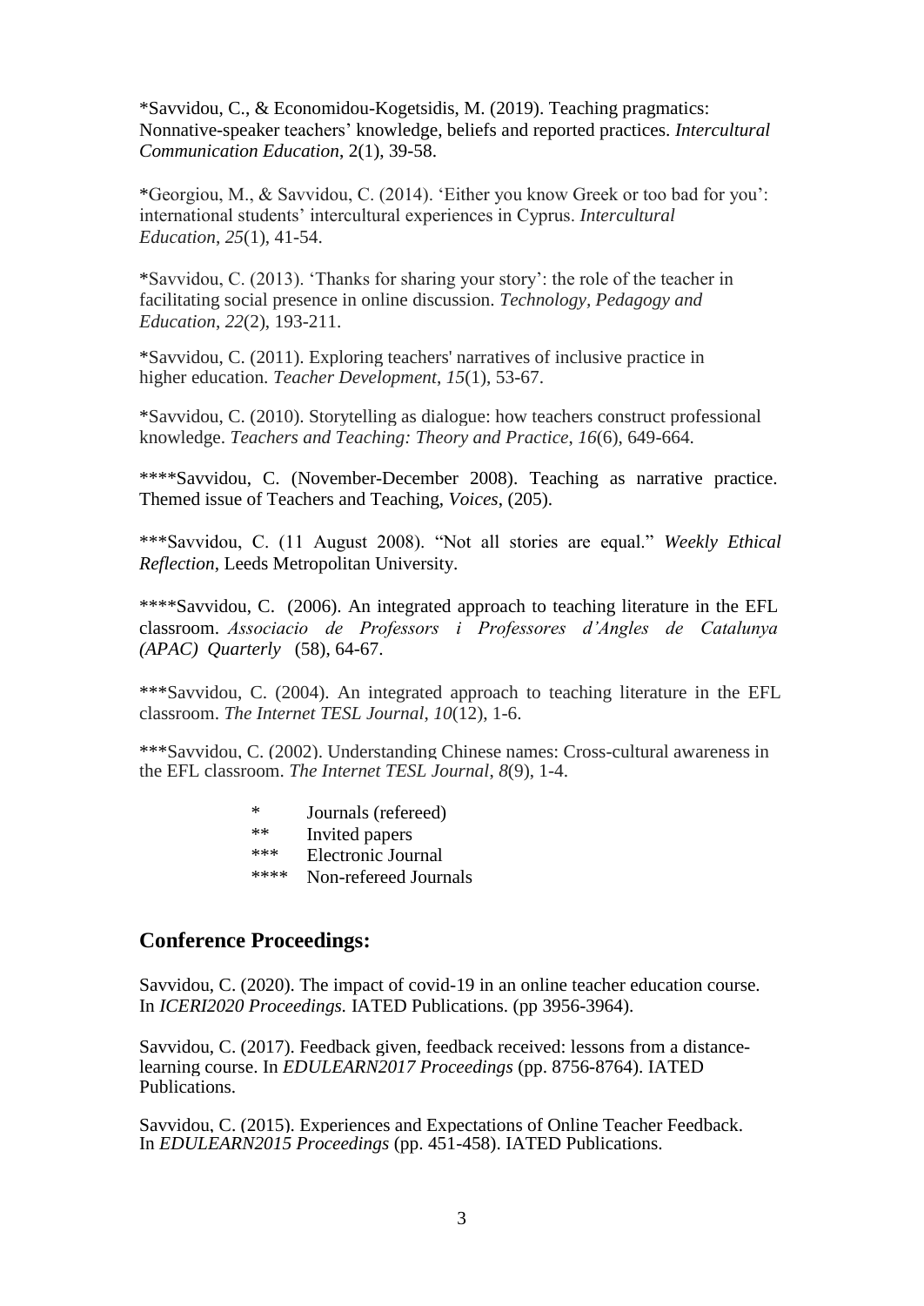*Savvidou, C., & Economidou-Kogetsidis, M. (2019). Teaching pragmatics: Nonnative-speaker teachers' knowledge, beliefs and reported practices. *Intercultural Communication Education*, 2(1), 39-58.

*Georgiou, M., & Savvidou, C. (2014). 'Either you know Greek or too bad for you': international students' intercultural experiences in Cyprus. *Intercultural Education*, *25*(1), 41-54.

*Savvidou, C. (2013). 'Thanks for sharing your story': the role of the teacher in facilitating social presence in online discussion. *Technology, Pedagogy and Education*, *22*(2), 193-211.

*Savvidou, C. (2011). Exploring teachers' narratives of inclusive practice in higher education. *Teacher Development*, *15*(1), 53-67.

*Savvidou, C. (2010). Storytelling as dialogue: how teachers construct professional knowledge. *Teachers and Teaching: Theory and Practice*, *16*(6), 649-664.

****Savvidou, C. (November-December 2008). Teaching as narrative practice. Themed issue of Teachers and Teaching, *Voices*, (205).

***Savvidou, C. (11 August 2008). "Not all stories are equal." *Weekly Ethical Reflection*, Leeds Metropolitan University.

****Savvidou, C. (2006). An integrated approach to teaching literature in the EFL classroom. *Associacio de Professors i Professores d'Angles de Catalunya (APAC) Quarterly* (58), 64-67.

***Savvidou, C. (2004). An integrated approach to teaching literature in the EFL classroom. *The Internet TESL Journal*, *10*(12), 1-6.

***Savvidou, C. (2002). Understanding Chinese names: Cross-cultural awareness in the EFL classroom. *The Internet TESL Journal*, *8*(9), 1-4.

- \* Journals (refereed)
- \*\* Invited papers
- \*\*\* Electronic Journal
- \*\*\*\* Non-refereed Journals

## Conference Proceedings:

Savvidou, C. (2020). The impact of covid-19 in an online teacher education course. In *ICERI2020 Proceedings.* IATED Publications. (pp 3956-3964).

Savvidou, C. (2017). Feedback given, feedback received: lessons from a distance-learning course. In *EDULEARN2017 Proceedings* (pp. 8756-8764). IATED Publications.

Savvidou, C. (2015). Experiences and Expectations of Online Teacher Feedback. In *EDULEARN2015 Proceedings* (pp. 451-458). IATED Publications.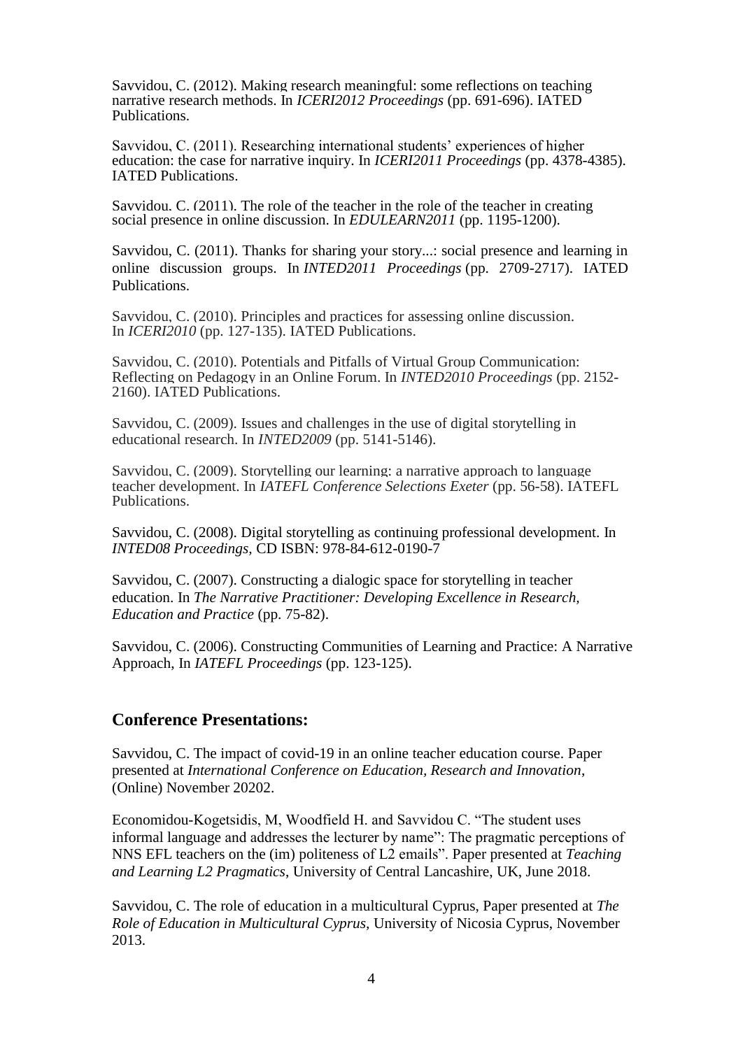Savvidou, C. (2012). Making research meaningful: some reflections on teaching narrative research methods. In *ICERI2012 Proceedings* (pp. 691-696). IATED Publications.

Savvidou, C. (2011). Researching international students' experiences of higher education: the case for narrative inquiry. In *ICERI2011 Proceedings* (pp. 4378-4385). IATED Publications.

Savvidou, C. (2011). The role of the teacher in the role of the teacher in creating social presence in online discussion. In *EDULEARN2011* (pp. 1195-1200).

Savvidou, C. (2011). Thanks for sharing your story...: social presence and learning in online discussion groups. In *INTED2011 Proceedings* (pp. 2709-2717). IATED Publications.

Savvidou, C. (2010). Principles and practices for assessing online discussion. In *ICERI2010* (pp. 127-135). IATED Publications.

Savvidou, C. (2010). Potentials and Pitfalls of Virtual Group Communication: Reflecting on Pedagogy in an Online Forum. In *INTED2010 Proceedings* (pp. 2152-2160). IATED Publications.

Savvidou, C. (2009). Issues and challenges in the use of digital storytelling in educational research. In *INTED2009* (pp. 5141-5146).

Savvidou, C. (2009). Storytelling our learning: a narrative approach to language teacher development. In *IATEFL Conference Selections Exeter* (pp. 56-58). IATEFL Publications.

Savvidou, C. (2008). Digital storytelling as continuing professional development. In *INTED08 Proceedings*, CD ISBN: 978-84-612-0190-7

Savvidou, C. (2007). Constructing a dialogic space for storytelling in teacher education. In *The Narrative Practitioner: Developing Excellence in Research, Education and Practice* (pp. 75-82).

Savvidou, C. (2006). Constructing Communities of Learning and Practice: A Narrative Approach, In *IATEFL Proceedings* (pp. 123-125).

## Conference Presentations:

Savvidou, C. The impact of covid-19 in an online teacher education course. Paper presented at *International Conference on Education, Research and Innovation*, (Online) November 20202.

Economidou-Kogetsidis, M, Woodfield H. and Savvidou C. "The student uses informal language and addresses the lecturer by name": The pragmatic perceptions of NNS EFL teachers on the (im) politeness of L2 emails". Paper presented at *Teaching and Learning L2 Pragmatics*, University of Central Lancashire, UK, June 2018.

Savvidou, C. The role of education in a multicultural Cyprus, Paper presented at *The Role of Education in Multicultural Cyprus*, University of Nicosia Cyprus, November 2013.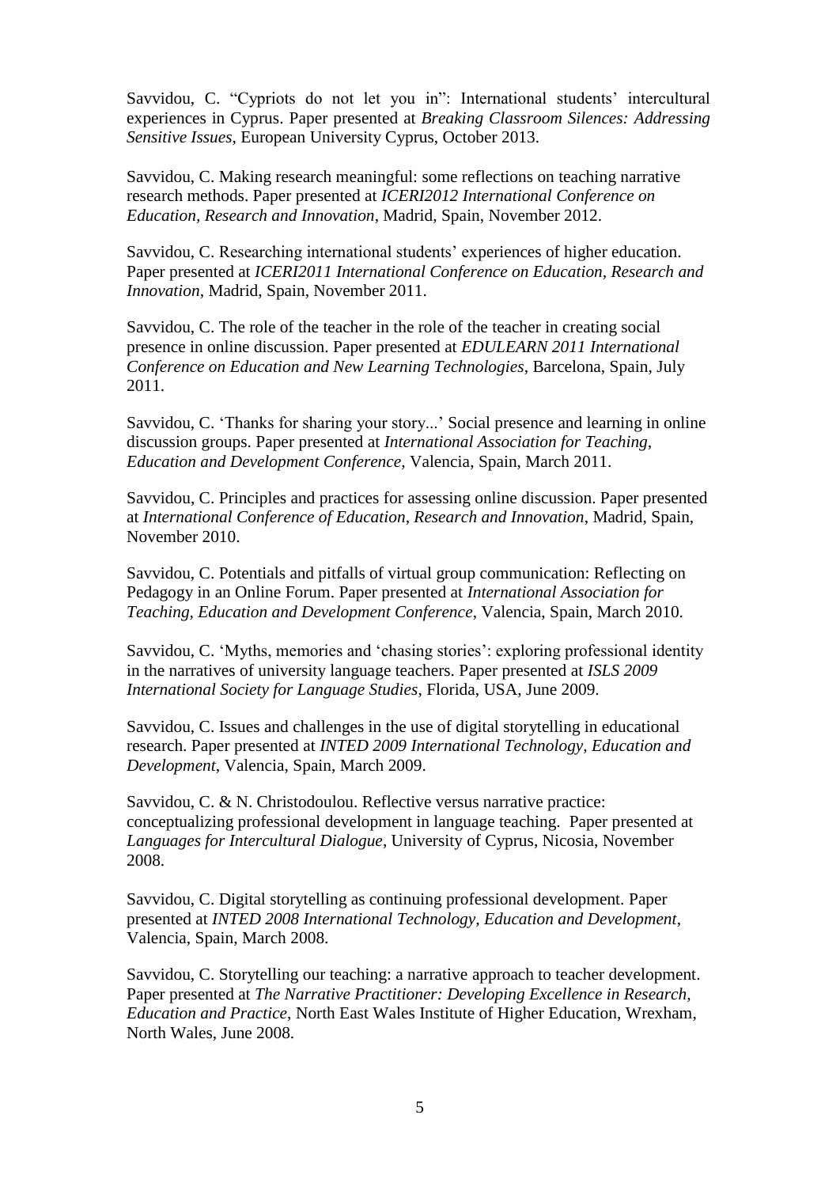Savvidou, C. “Cypriots do not let you in”: International students’ intercultural experiences in Cyprus. Paper presented at *Breaking Classroom Silences: Addressing Sensitive Issues*, European University Cyprus, October 2013.

Savvidou, C. Making research meaningful: some reflections on teaching narrative research methods. Paper presented at *ICERI2012 International Conference on Education, Research and Innovation*, Madrid, Spain, November 2012.

Savvidou, C. Researching international students’ experiences of higher education. Paper presented at *ICERI2011 International Conference on Education, Research and Innovation*, Madrid, Spain, November 2011.

Savvidou, C. The role of the teacher in the role of the teacher in creating social presence in online discussion. Paper presented at *EDULEARN 2011 International Conference on Education and New Learning Technologies*, Barcelona, Spain, July 2011.

Savvidou, C. ‘Thanks for sharing your story...’ Social presence and learning in online discussion groups. Paper presented at *International Association for Teaching, Education and Development Conference*, Valencia, Spain, March 2011.

Savvidou, C. Principles and practices for assessing online discussion. Paper presented at *International Conference of Education, Research and Innovation*, Madrid, Spain, November 2010.

Savvidou, C. Potentials and pitfalls of virtual group communication: Reflecting on Pedagogy in an Online Forum. Paper presented at *International Association for Teaching, Education and Development Conference*, Valencia, Spain, March 2010.

Savvidou, C. ‘Myths, memories and ‘chasing stories’: exploring professional identity in the narratives of university language teachers. Paper presented at *ISLS 2009 International Society for Language Studies*, Florida, USA, June 2009.

Savvidou, C. Issues and challenges in the use of digital storytelling in educational research. Paper presented at *INTED 2009 International Technology, Education and Development*, Valencia, Spain, March 2009.

Savvidou, C. & N. Christodoulou. Reflective versus narrative practice: conceptualizing professional development in language teaching. Paper presented at *Languages for Intercultural Dialogue*, University of Cyprus, Nicosia, November 2008.

Savvidou, C. Digital storytelling as continuing professional development. Paper presented at *INTED 2008 International Technology, Education and Development*, Valencia, Spain, March 2008.

Savvidou, C. Storytelling our teaching: a narrative approach to teacher development. Paper presented at *The Narrative Practitioner: Developing Excellence in Research, Education and Practice*, North East Wales Institute of Higher Education, Wrexham, North Wales, June 2008.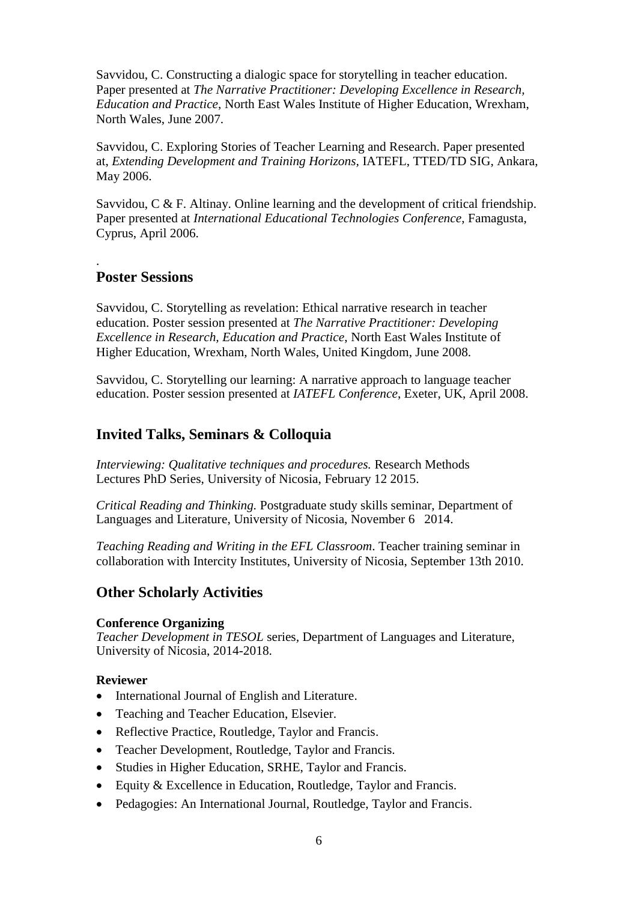Savvidou, C. Constructing a dialogic space for storytelling in teacher education. Paper presented at *The Narrative Practitioner: Developing Excellence in Research, Education and Practice*, North East Wales Institute of Higher Education, Wrexham, North Wales, June 2007.

Savvidou, C. Exploring Stories of Teacher Learning and Research. Paper presented at, *Extending Development and Training Horizons*, IATEFL, TTED/TD SIG, Ankara, May 2006.

Savvidou, C & F. Altinay. Online learning and the development of critical friendship. Paper presented at *International Educational Technologies Conference*, Famagusta, Cyprus, April 2006.

.

## Poster Sessions

Savvidou, C. Storytelling as revelation: Ethical narrative research in teacher education. Poster session presented at *The Narrative Practitioner: Developing Excellence in Research, Education and Practice*, North East Wales Institute of Higher Education, Wrexham, North Wales, United Kingdom, June 2008.

Savvidou, C. Storytelling our learning: A narrative approach to language teacher education. Poster session presented at *IATEFL Conference*, Exeter, UK, April 2008.

## Invited Talks, Seminars & Colloquia

*Interviewing: Qualitative techniques and procedures.* Research Methods Lectures PhD Series, University of Nicosia, February 12 2015.

*Critical Reading and Thinking.* Postgraduate study skills seminar, Department of Languages and Literature, University of Nicosia, November 6 2014.

*Teaching Reading and Writing in the EFL Classroom*. Teacher training seminar in collaboration with Intercity Institutes, University of Nicosia, September 13th 2010.

## Other Scholarly Activities

**Conference Organizing**
*Teacher Development in TESOL* series, Department of Languages and Literature, University of Nicosia, 2014-2018.

**Reviewer**

- International Journal of English and Literature.
- Teaching and Teacher Education, Elsevier.
- Reflective Practice, Routledge, Taylor and Francis.
- Teacher Development, Routledge, Taylor and Francis.
- Studies in Higher Education, SRHE, Taylor and Francis.
- Equity & Excellence in Education, Routledge, Taylor and Francis.
- Pedagogies: An International Journal, Routledge, Taylor and Francis.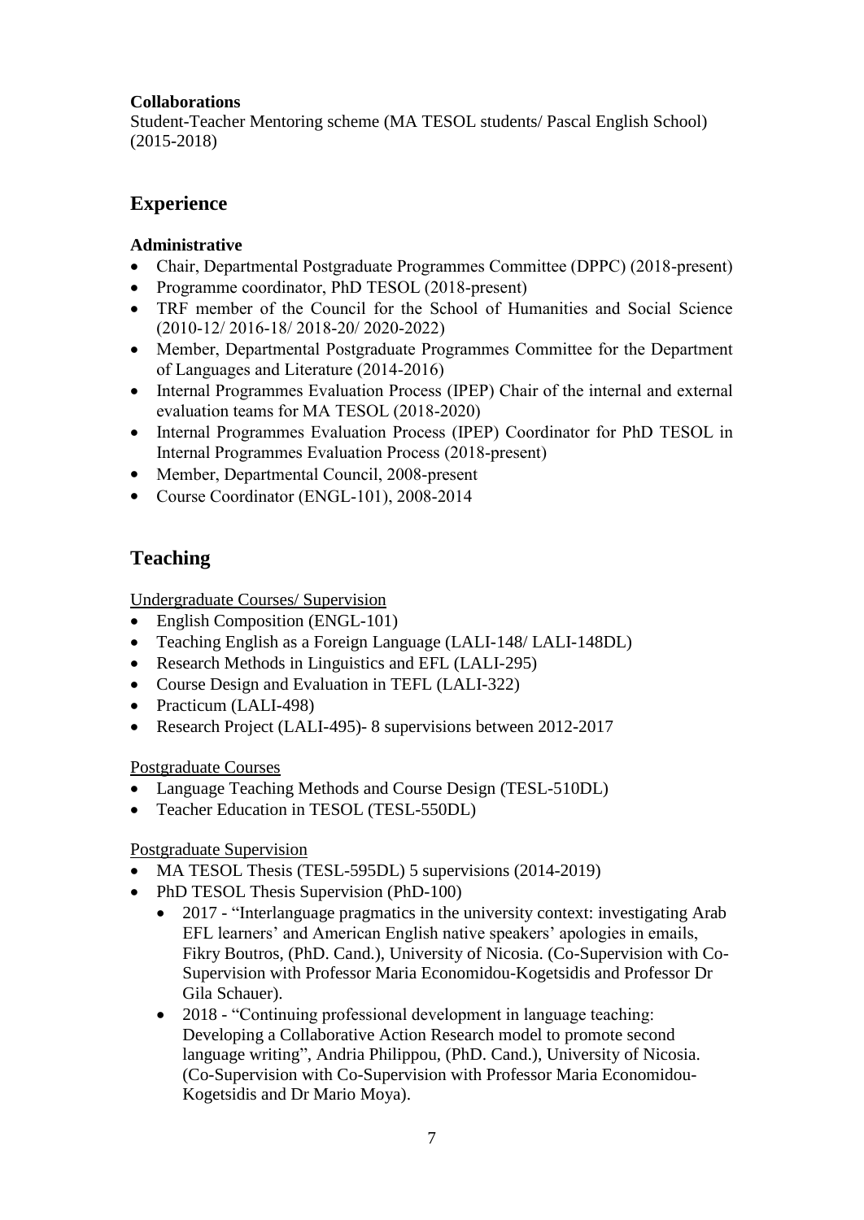**Collaborations**

Student-Teacher Mentoring scheme (MA TESOL students/ Pascal English School) (2015-2018)

## Experience

**Administrative**

- Chair, Departmental Postgraduate Programmes Committee (DPPC) (2018-present)
- Programme coordinator, PhD TESOL (2018-present)
- TRF member of the Council for the School of Humanities and Social Science (2010-12/ 2016-18/ 2018-20/ 2020-2022)
- Member, Departmental Postgraduate Programmes Committee for the Department of Languages and Literature (2014-2016)
- Internal Programmes Evaluation Process (IPEP) Chair of the internal and external evaluation teams for MA TESOL (2018-2020)
- Internal Programmes Evaluation Process (IPEP) Coordinator for PhD TESOL in Internal Programmes Evaluation Process (2018-present)
- Member, Departmental Council, 2008-present
- Course Coordinator (ENGL-101), 2008-2014

## Teaching

Undergraduate Courses/ Supervision

- English Composition (ENGL-101)
- Teaching English as a Foreign Language (LALI-148/ LALI-148DL)
- Research Methods in Linguistics and EFL (LALI-295)
- Course Design and Evaluation in TEFL (LALI-322)
- Practicum (LALI-498)
- Research Project (LALI-495)- 8 supervisions between 2012-2017

Postgraduate Courses

- Language Teaching Methods and Course Design (TESL-510DL)
- Teacher Education in TESOL (TESL-550DL)

Postgraduate Supervision

- MA TESOL Thesis (TESL-595DL) 5 supervisions (2014-2019)
- PhD TESOL Thesis Supervision (PhD-100)
  - 2017 - "Interlanguage pragmatics in the university context: investigating Arab EFL learners' and American English native speakers' apologies in emails, Fikry Boutros, (PhD. Cand.), University of Nicosia. (Co-Supervision with Co-Supervision with Professor Maria Economidou-Kogetsidis and Professor Dr Gila Schauer).
  - 2018 - "Continuing professional development in language teaching: Developing a Collaborative Action Research model to promote second language writing", Andria Philippou, (PhD. Cand.), University of Nicosia. (Co-Supervision with Co-Supervision with Professor Maria Economidou-Kogetsidis and Dr Mario Moya).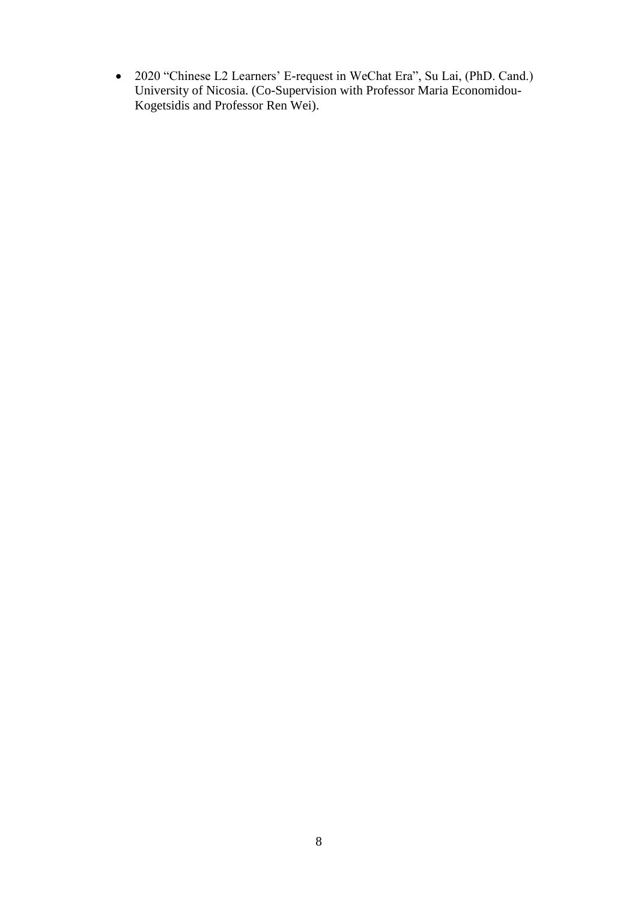- 2020 “Chinese L2 Learners’ E-request in WeChat Era”, Su Lai, (PhD. Cand.) University of Nicosia. (Co-Supervision with Professor Maria Economidou-Kogetsidis and Professor Ren Wei).